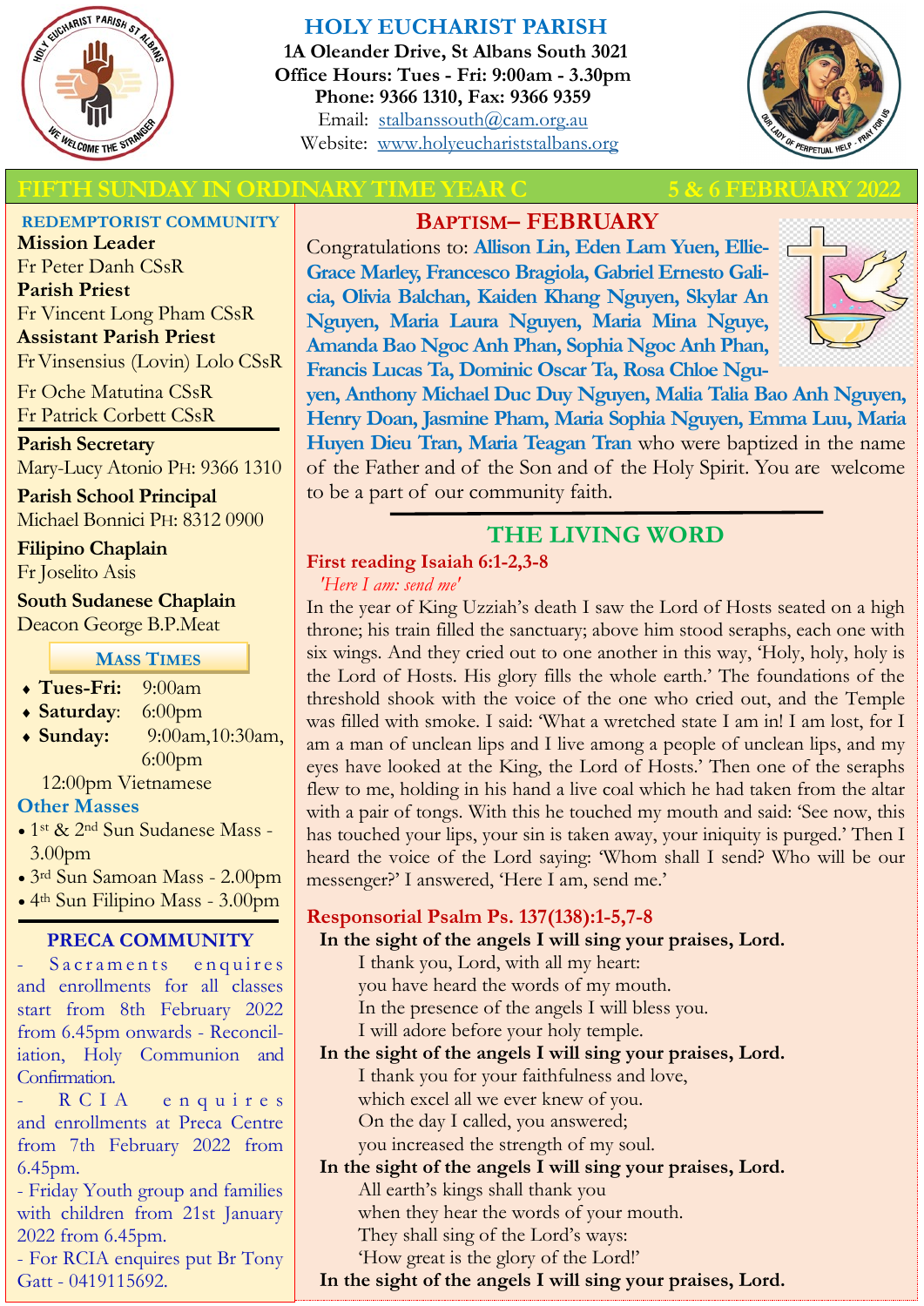# HOLY EUCHARIST PARISH

**1A Oleander Drive, St Albans South 3021**
**Office Hours: Tues - Fri: 9:00am - 3.30pm**
**Phone: 9366 1310, Fax: 9366 9359**
Email: stalbanssouth@cam.org.au
Website: www.holyeucharististalbans.org

## FIFTH SUNDAY IN ORDINARY TIME YEAR C — 5 & 6 FEBRUARY 2022

### REDEMPTORIST COMMUNITY

**Mission Leader**
Fr Peter Danh CSsR
**Parish Priest**
Fr Vincent Long Pham CSsR
**Assistant Parish Priest**
Fr Vinsensius (Lovin) Lolo CSsR

Fr Oche Matutina CSsR
Fr Patrick Corbett CSsR

**Parish Secretary**
Mary-Lucy Atonio PH: 9366 1310

**Parish School Principal**
Michael Bonnici PH: 8312 0900

**Filipino Chaplain**
Fr Joselito Asis

**South Sudanese Chaplain**
Deacon George B.P.Meat

### MASS TIMES

- **Tues-Fri:** 9:00am
- **Saturday**: 6:00pm
- **Sunday:** 9:00am,10:30am, 6:00pm

12:00pm Vietnamese

**Other Masses**

- 1st & 2nd Sun Sudanese Mass - 3.00pm
- 3rd Sun Samoan Mass - 2.00pm
- 4th Sun Filipino Mass - 3.00pm

### PRECA COMMUNITY

- Sacraments enquires and enrollments for all classes start from 8th February 2022 from 6.45pm onwards - Reconciliation, Holy Communion and Confirmation.
- RCIA enquires and enrollments at Preca Centre from 7th February 2022 from 6.45pm.
- Friday Youth group and families with children from 21st January 2022 from 6.45pm.
- For RCIA enquires put Br Tony Gatt - 0419115692.

## BAPTISM– FEBRUARY

Congratulations to: **Allison Lin, Eden Lam Yuen, Ellie-Grace Marley, Francesco Bragiola, Gabriel Ernesto Galicia, Olivia Balchan, Kaiden Khang Nguyen, Skylar An Nguyen, Maria Laura Nguyen, Maria Mina Nguye, Amanda Bao Ngoc Anh Phan, Sophia Ngoc Anh Phan, Francis Lucas Ta, Dominic Oscar Ta, Rosa Chloe Nguyen, Anthony Michael Duc Duy Nguyen, Malia Talia Bao Anh Nguyen, Henry Doan, Jasmine Pham, Maria Sophia Nguyen, Emma Luu, Maria Huyen Dieu Tran, Maria Teagan Tran** who were baptized in the name of the Father and of the Son and of the Holy Spirit. You are welcome to be a part of our community faith.

## THE LIVING WORD

**First reading Isaiah 6:1-2,3-8**
*'Here I am: send me'*

In the year of King Uzziah's death I saw the Lord of Hosts seated on a high throne; his train filled the sanctuary; above him stood seraphs, each one with six wings. And they cried out to one another in this way, 'Holy, holy, holy is the Lord of Hosts. His glory fills the whole earth.' The foundations of the threshold shook with the voice of the one who cried out, and the Temple was filled with smoke. I said: 'What a wretched state I am in! I am lost, for I am a man of unclean lips and I live among a people of unclean lips, and my eyes have looked at the King, the Lord of Hosts.' Then one of the seraphs flew to me, holding in his hand a live coal which he had taken from the altar with a pair of tongs. With this he touched my mouth and said: 'See now, this has touched your lips, your sin is taken away, your iniquity is purged.' Then I heard the voice of the Lord saying: 'Whom shall I send? Who will be our messenger?' I answered, 'Here I am, send me.'

**Responsorial Psalm Ps. 137(138):1-5,7-8**

**In the sight of the angels I will sing your praises, Lord.**

I thank you, Lord, with all my heart:
you have heard the words of my mouth.
In the presence of the angels I will bless you.
I will adore before your holy temple.

**In the sight of the angels I will sing your praises, Lord.**

I thank you for your faithfulness and love,
which excel all we ever knew of you.
On the day I called, you answered;
you increased the strength of my soul.

**In the sight of the angels I will sing your praises, Lord.**

All earth's kings shall thank you
when they hear the words of your mouth.
They shall sing of the Lord's ways:
'How great is the glory of the Lord!'

**In the sight of the angels I will sing your praises, Lord.**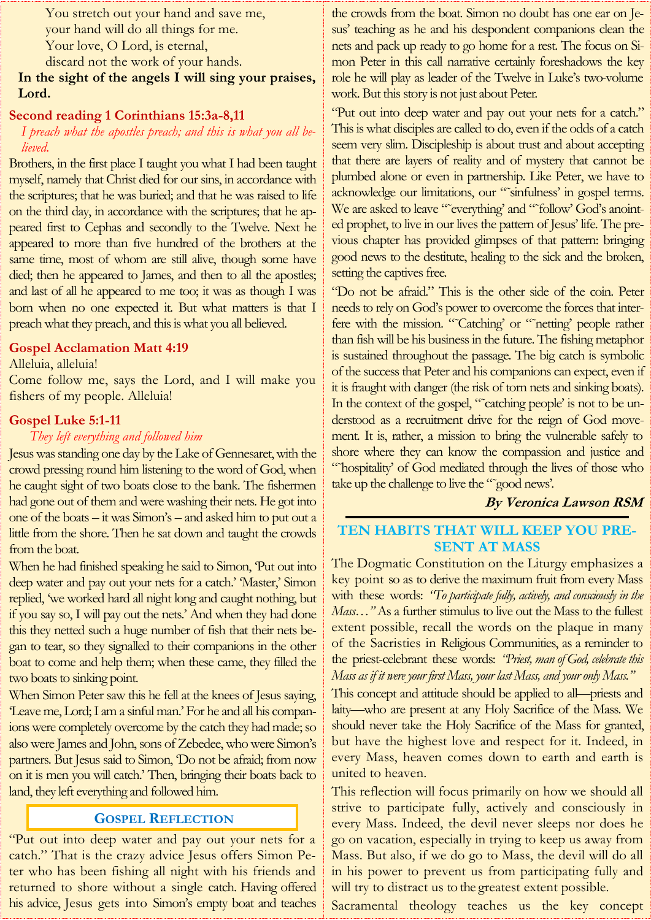You stretch out your hand and save me,
your hand will do all things for me.
Your love, O Lord, is eternal,
discard not the work of your hands.

**In the sight of the angels I will sing your praises, Lord.**

## Second reading 1 Corinthians 15:3a-8,11

*I preach what the apostles preach; and this is what you all believed.*

Brothers, in the first place I taught you what I had been taught myself, namely that Christ died for our sins, in accordance with the scriptures; that he was buried; and that he was raised to life on the third day, in accordance with the scriptures; that he appeared first to Cephas and secondly to the Twelve. Next he appeared to more than five hundred of the brothers at the same time, most of whom are still alive, though some have died; then he appeared to James, and then to all the apostles; and last of all he appeared to me too; it was as though I was born when no one expected it. But what matters is that I preach what they preach, and this is what you all believed.

## Gospel Acclamation Matt 4:19

Alleluia, alleluia!
Come follow me, says the Lord, and I will make you fishers of my people. Alleluia!

## Gospel Luke 5:1-11

*They left everything and followed him*

Jesus was standing one day by the Lake of Gennesaret, with the crowd pressing round him listening to the word of God, when he caught sight of two boats close to the bank. The fishermen had gone out of them and were washing their nets. He got into one of the boats – it was Simon's – and asked him to put out a little from the shore. Then he sat down and taught the crowds from the boat.

When he had finished speaking he said to Simon, 'Put out into deep water and pay out your nets for a catch.' 'Master,' Simon replied, 'we worked hard all night long and caught nothing, but if you say so, I will pay out the nets.' And when they had done this they netted such a huge number of fish that their nets began to tear, so they signalled to their companions in the other boat to come and help them; when these came, they filled the two boats to sinking point.

When Simon Peter saw this he fell at the knees of Jesus saying, 'Leave me, Lord; I am a sinful man.' For he and all his companions were completely overcome by the catch they had made; so also were James and John, sons of Zebedee, who were Simon's partners. But Jesus said to Simon, 'Do not be afraid; from now on it is men you will catch.' Then, bringing their boats back to land, they left everything and followed him.

## Gospel Reflection

"Put out into deep water and pay out your nets for a catch." That is the crazy advice Jesus offers Simon Peter who has been fishing all night with his friends and returned to shore without a single catch. Having offered his advice, Jesus gets into Simon's empty boat and teaches the crowds from the boat. Simon no doubt has one ear on Jesus' teaching as he and his despondent companions clean the nets and pack up ready to go home for a rest. The focus on Simon Peter in this call narrative certainly foreshadows the key role he will play as leader of the Twelve in Luke's two-volume work. But this story is not just about Peter.

"Put out into deep water and pay out your nets for a catch." This is what disciples are called to do, even if the odds of a catch seem very slim. Discipleship is about trust and about accepting that there are layers of reality and of mystery that cannot be plumbed alone or even in partnership. Like Peter, we have to acknowledge our limitations, our "˜sinfulness' in gospel terms. We are asked to leave "˜everything' and "˜follow' God's anointed prophet, to live in our lives the pattern of Jesus' life. The previous chapter has provided glimpses of that pattern: bringing good news to the destitute, healing to the sick and the broken, setting the captives free.

"Do not be afraid." This is the other side of the coin. Peter needs to rely on God's power to overcome the forces that interfere with the mission. "˜Catching' or "˜netting' people rather than fish will be his business in the future. The fishing metaphor is sustained throughout the passage. The big catch is symbolic of the success that Peter and his companions can expect, even if it is fraught with danger (the risk of torn nets and sinking boats). In the context of the gospel, "˜catching people' is not to be understood as a recruitment drive for the reign of God movement. It is, rather, a mission to bring the vulnerable safely to shore where they can know the compassion and justice and "˜hospitality' of God mediated through the lives of those who take up the challenge to live the "˜good news'.

***By Veronica Lawson RSM***

## TEN HABITS THAT WILL KEEP YOU PRESENT AT MASS

The Dogmatic Constitution on the Liturgy emphasizes a key point so as to derive the maximum fruit from every Mass with these words: *"To participate fully, actively, and consciously in the Mass…"* As a further stimulus to live out the Mass to the fullest extent possible, recall the words on the plaque in many of the Sacristies in Religious Communities, as a reminder to the priest-celebrant these words: *"Priest, man of God, celebrate this Mass as if it were your first Mass, your last Mass, and your only Mass."*

This concept and attitude should be applied to all—priests and laity—who are present at any Holy Sacrifice of the Mass. We should never take the Holy Sacrifice of the Mass for granted, but have the highest love and respect for it. Indeed, in every Mass, heaven comes down to earth and earth is united to heaven.

This reflection will focus primarily on how we should all strive to participate fully, actively and consciously in every Mass. Indeed, the devil never sleeps nor does he go on vacation, especially in trying to keep us away from Mass. But also, if we do go to Mass, the devil will do all in his power to prevent us from participating fully and will try to distract us to the greatest extent possible.

Sacramental theology teaches us the key concept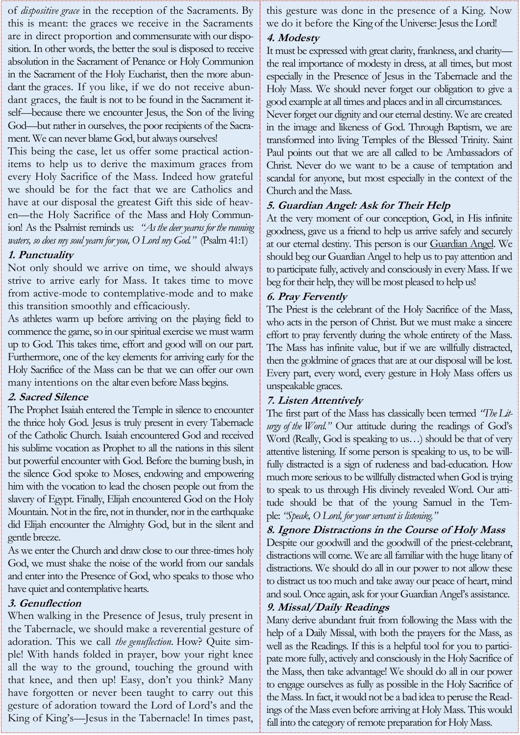of *dispositive grace* in the reception of the Sacraments. By this is meant: the graces we receive in the Sacraments are in direct proportion and commensurate with our disposition. In other words, the better the soul is disposed to receive absolution in the Sacrament of Penance or Holy Communion in the Sacrament of the Holy Eucharist, then the more abundant the graces. If you like, if we do not receive abundant graces, the fault is not to be found in the Sacrament itself—because there we encounter Jesus, the Son of the living God—but rather in ourselves, the poor recipients of the Sacrament. We can never blame God, but always ourselves!

This being the case, let us offer some practical action-items to help us to derive the maximum graces from every Holy Sacrifice of the Mass. Indeed how grateful we should be for the fact that we are Catholics and have at our disposal the greatest Gift this side of heaven—the Holy Sacrifice of the Mass and Holy Communion! As the Psalmist reminds us: *"As the deer yearns for the running waters, so does my soul yearn for you, O Lord my God."* (Psalm 41:1)

### 1. Punctuality

Not only should we arrive on time, we should always strive to arrive early for Mass. It takes time to move from active-mode to contemplative-mode and to make this transition smoothly and efficaciously.

As athletes warm up before arriving on the playing field to commence the game, so in our spiritual exercise we must warm up to God. This takes time, effort and good will on our part. Furthermore, one of the key elements for arriving early for the Holy Sacrifice of the Mass can be that we can offer our own many intentions on the altar even before Mass begins.

### 2. Sacred Silence

The Prophet Isaiah entered the Temple in silence to encounter the thrice holy God. Jesus is truly present in every Tabernacle of the Catholic Church. Isaiah encountered God and received his sublime vocation as Prophet to all the nations in this silent but powerful encounter with God. Before the burning bush, in the silence God spoke to Moses, endowing and empowering him with the vocation to lead the chosen people out from the slavery of Egypt. Finally, Elijah encountered God on the Holy Mountain. Not in the fire, not in thunder, nor in the earthquake did Elijah encounter the Almighty God, but in the silent and gentle breeze.

As we enter the Church and draw close to our three-times holy God, we must shake the noise of the world from our sandals and enter into the Presence of God, who speaks to those who have quiet and contemplative hearts.

### 3. Genuflection

When walking in the Presence of Jesus, truly present in the Tabernacle, we should make a reverential gesture of adoration. This we call *the genuflection*. How? Quite simple! With hands folded in prayer, bow your right knee all the way to the ground, touching the ground with that knee, and then up! Easy, don't you think? Many have forgotten or never been taught to carry out this gesture of adoration toward the Lord of Lord's and the King of King's—Jesus in the Tabernacle! In times past, this gesture was done in the presence of a King. Now we do it before the King of the Universe: Jesus the Lord!

### 4. Modesty

It must be expressed with great clarity, frankness, and charity—the real importance of modesty in dress, at all times, but most especially in the Presence of Jesus in the Tabernacle and the Holy Mass. We should never forget our obligation to give a good example at all times and places and in all circumstances.

Never forget our dignity and our eternal destiny. We are created in the image and likeness of God. Through Baptism, we are transformed into living Temples of the Blessed Trinity. Saint Paul points out that we are all called to be Ambassadors of Christ. Never do we want to be a cause of temptation and scandal for anyone, but most especially in the context of the Church and the Mass.

### 5. Guardian Angel: Ask for Their Help

At the very moment of our conception, God, in His infinite goodness, gave us a friend to help us arrive safely and securely at our eternal destiny. This person is our Guardian Angel. We should beg our Guardian Angel to help us to pay attention and to participate fully, actively and consciously in every Mass. If we beg for their help, they will be most pleased to help us!

### 6. Pray Fervently

The Priest is the celebrant of the Holy Sacrifice of the Mass, who acts in the person of Christ. But we must make a sincere effort to pray fervently during the whole entirety of the Mass. The Mass has infinite value, but if we are willfully distracted, then the goldmine of graces that are at our disposal will be lost. Every part, every word, every gesture in Holy Mass offers us unspeakable graces.

### 7. Listen Attentively

The first part of the Mass has classically been termed *"The Liturgy of the Word."* Our attitude during the readings of God's Word (Really, God is speaking to us…) should be that of very attentive listening. If some person is speaking to us, to be willfully distracted is a sign of rudeness and bad-education. How much more serious to be willfully distracted when God is trying to speak to us through His divinely revealed Word. Our attitude should be that of the young Samuel in the Temple: *"Speak, O Lord, for your servant is listening."*

### 8. Ignore Distractions in the Course of Holy Mass

Despite our goodwill and the goodwill of the priest-celebrant, distractions will come. We are all familiar with the huge litany of distractions. We should do all in our power to not allow these to distract us too much and take away our peace of heart, mind and soul. Once again, ask for your Guardian Angel's assistance.

### 9. Missal/Daily Readings

Many derive abundant fruit from following the Mass with the help of a Daily Missal, with both the prayers for the Mass, as well as the Readings. If this is a helpful tool for you to participate more fully, actively and consciously in the Holy Sacrifice of the Mass, then take advantage! We should do all in our power to engage ourselves as fully as possible in the Holy Sacrifice of the Mass. In fact, it would not be a bad idea to peruse the Readings of the Mass even before arriving at Holy Mass. This would fall into the category of remote preparation for Holy Mass.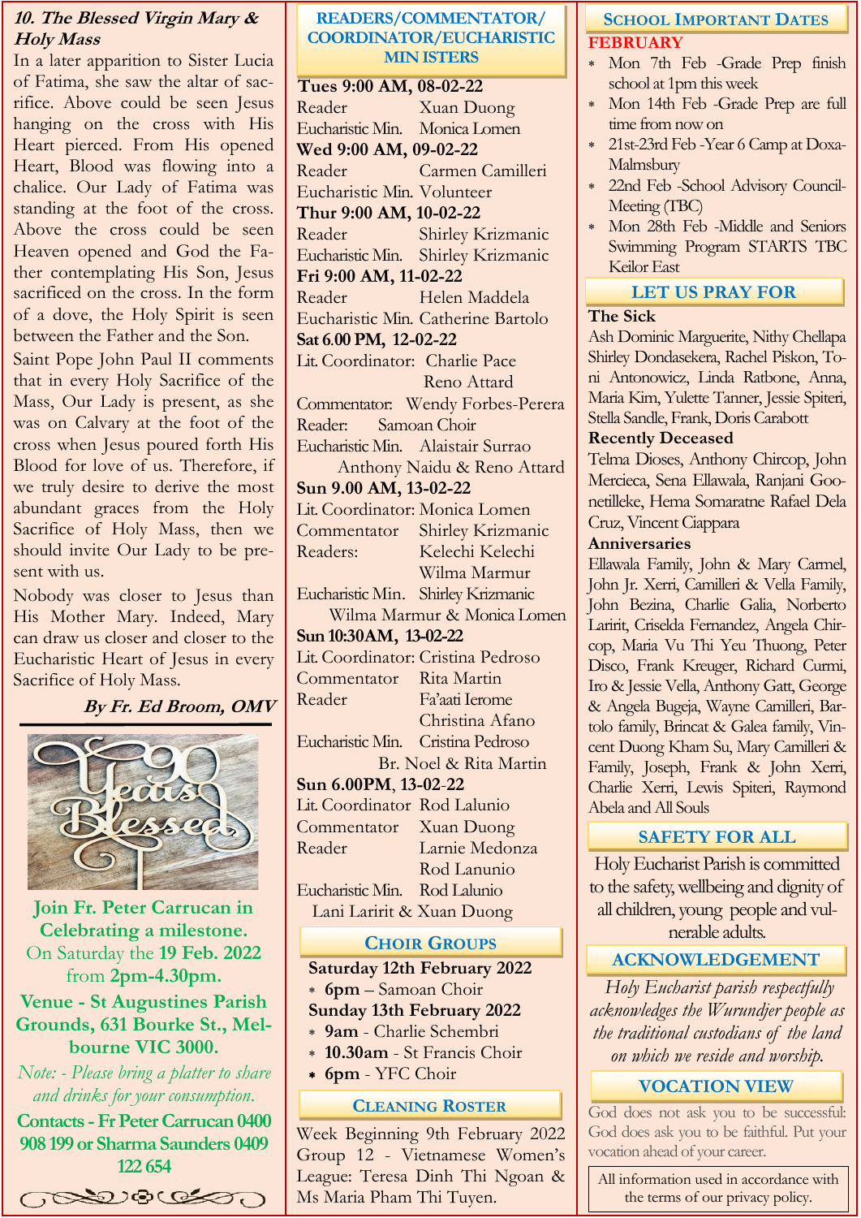## 10. The Blessed Virgin Mary & Holy Mass

In a later apparition to Sister Lucia of Fatima, she saw the altar of sacrifice. Above could be seen Jesus hanging on the cross with His Heart pierced. From His opened Heart, Blood was flowing into a chalice. Our Lady of Fatima was standing at the foot of the cross. Above the cross could be seen Heaven opened and God the Father contemplating His Son, Jesus sacrificed on the cross. In the form of a dove, the Holy Spirit is seen between the Father and the Son.

Saint Pope John Paul II comments that in every Holy Sacrifice of the Mass, Our Lady is present, as she was on Calvary at the foot of the cross when Jesus poured forth His Blood for love of us. Therefore, if we truly desire to derive the most abundant graces from the Holy Sacrifice of Holy Mass, then we should invite Our Lady to be present with us.

Nobody was closer to Jesus than His Mother Mary. Indeed, Mary can draw us closer and closer to the Eucharistic Heart of Jesus in every Sacrifice of Holy Mass.

***By Fr. Ed Broom, OMV***

**Join Fr. Peter Carrucan in Celebrating a milestone.**

On Saturday the **19 Feb. 2022** from **2pm-4.30pm.**

**Venue - St Augustines Parish Grounds, 631 Bourke St., Melbourne VIC 3000.**

*Note: - Please bring a platter to share and drinks for your consumption.*

**Contacts - Fr Peter Carrucan 0400 908 199 or Sharma Saunders 0409 122 654**

## READERS/COMMENTATOR/COORDINATOR/EUCHARISTIC MINISTERS

**Tues 9:00 AM, 08-02-22**
Reader — Xuan Duong
Eucharistic Min. — Monica Lomen

**Wed 9:00 AM, 09-02-22**
Reader — Carmen Camilleri
Eucharistic Min. — Volunteer

**Thur 9:00 AM, 10-02-22**
Reader — Shirley Krizmanic
Eucharistic Min. — Shirley Krizmanic

**Fri 9:00 AM, 11-02-22**
Reader — Helen Maddela
Eucharistic Min. — Catherine Bartolo

**Sat 6.00 PM, 12-02-22**
Lit. Coordinator: — Charlie Pace, Reno Attard
Commentator: — Wendy Forbes-Perera
Reader: — Samoan Choir
Eucharistic Min. — Alaistair Surrao, Anthony Naidu & Reno Attard

**Sun 9.00 AM, 13-02-22**
Lit. Coordinator: — Monica Lomen
Commentator — Shirley Krizmanic
Readers: — Kelechi Kelechi, Wilma Marmur
Eucharistic Min. — Shirley Krizmanic, Wilma Marmur & Monica Lomen

**Sun 10:30AM, 13-02-22**
Lit. Coordinator: — Cristina Pedroso
Commentator — Rita Martin
Reader — Fa'aati Ierome, Christina Afano
Eucharistic Min. — Cristina Pedroso, Br. Noel & Rita Martin

**Sun 6.00PM, 13-02-22**
Lit. Coordinator — Rod Lalunio
Commentator — Xuan Duong
Reader — Larnie Medonza, Rod Lanunio
Eucharistic Min. — Rod Lalunio, Lani Laririt & Xuan Duong

## CHOIR GROUPS

**Saturday 12th February 2022**
* **6pm** – Samoan Choir

**Sunday 13th February 2022**
* **9am** - Charlie Schembri
* **10.30am** - St Francis Choir
* **6pm** - YFC Choir

## CLEANING ROSTER

Week Beginning 9th February 2022 Group 12 - Vietnamese Women's League: Teresa Dinh Thi Ngoan & Ms Maria Pham Thi Tuyen.

## SCHOOL IMPORTANT DATES

**FEBRUARY**

* Mon 7th Feb -Grade Prep finish school at 1pm this week
* Mon 14th Feb -Grade Prep are full time from now on
* 21st-23rd Feb -Year 6 Camp at Doxa-Malmsbury
* 22nd Feb -School Advisory Council-Meeting (TBC)
* Mon 28th Feb -Middle and Seniors Swimming Program STARTS TBC Keilor East

## LET US PRAY FOR

**The Sick**
Ash Dominic Marguerite, Nithy Chellapa Shirley Dondasekera, Rachel Piskon, Toni Antonowicz, Linda Ratbone, Anna, Maria Kim, Yulette Tanner, Jessie Spiteri, Stella Sandle, Frank, Doris Carabott

**Recently Deceased**
Telma Dioses, Anthony Chircop, John Mercieca, Sena Ellawala, Ranjani Goonetilleke, Hema Somaratne Rafael Dela Cruz, Vincent Ciappara

**Anniversaries**
Ellawala Family, John & Mary Carmel, John Jr. Xerri, Camilleri & Vella Family, John Bezina, Charlie Galia, Norberto Laririt, Criselda Fernandez, Angela Chircop, Maria Vu Thi Yeu Thuong, Peter Disco, Frank Kreuger, Richard Curmi, Iro & Jessie Vella, Anthony Gatt, George & Angela Bugeja, Wayne Camilleri, Bartolo family, Brincat & Galea family, Vincent Duong Kham Su, Mary Camilleri & Family, Joseph, Frank & John Xerri, Charlie Xerri, Lewis Spiteri, Raymond Abela and All Souls

## SAFETY FOR ALL

Holy Eucharist Parish is committed to the safety, wellbeing and dignity of all children, young people and vulnerable adults.

## ACKNOWLEDGEMENT

*Holy Eucharist parish respectfully acknowledges the Wurundjer people as the traditional custodians of the land on which we reside and worship.*

## VOCATION VIEW

God does not ask you to be successful: God does ask you to be faithful. Put your vocation ahead of your career.

All information used in accordance with the terms of our privacy policy.